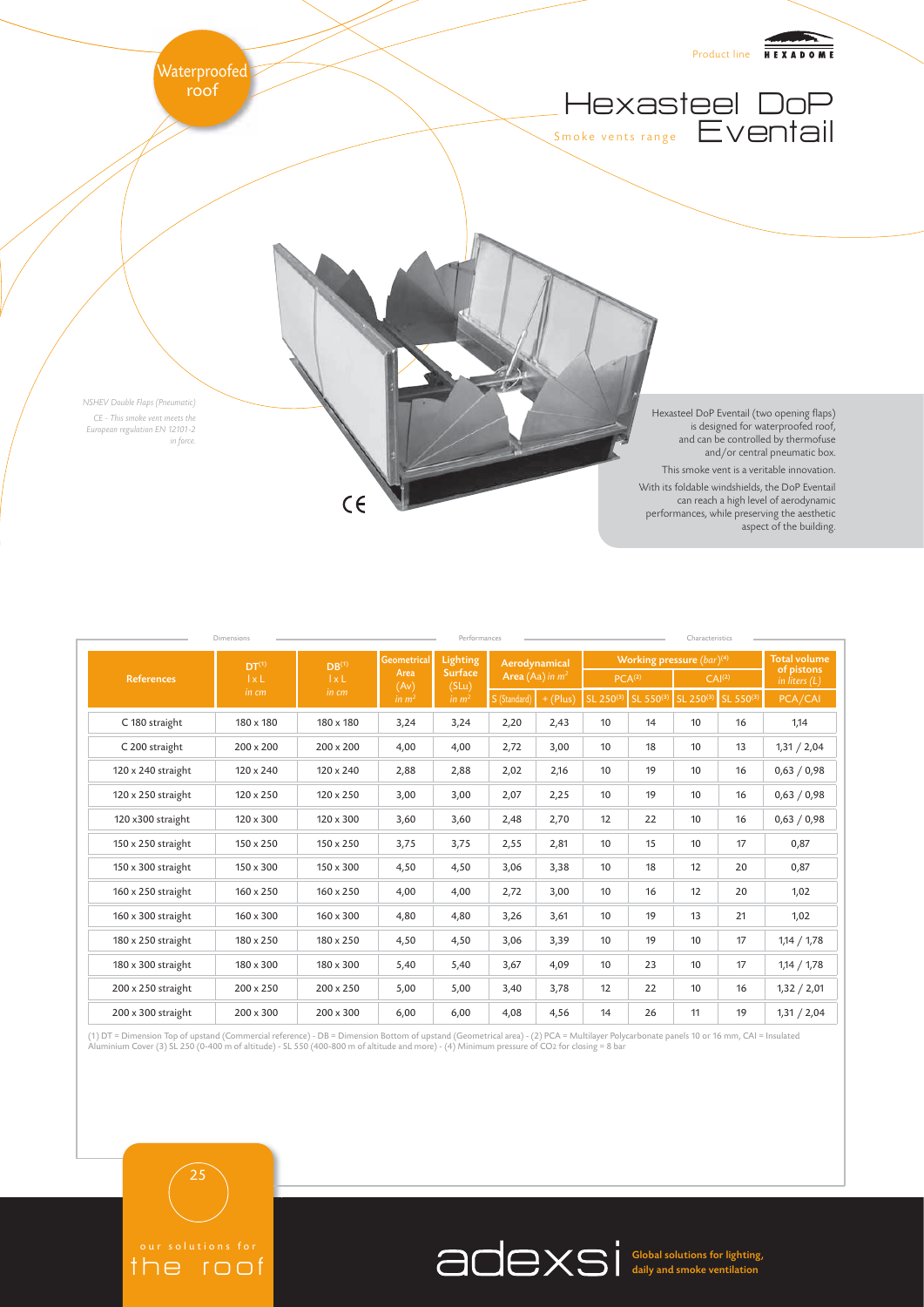Waterproofed roof

Product line HEXADOME

# Hexasteel DoP Eventail

Smoke vents range

*NSHEV Double Flaps (Pneumatic)*

*CE - This smoke vent meets the European regulation EN 12101-2 in force.*

Hexasteel DoP Eventail (two opening flaps) is designed for waterproofed roof, and can be controlled by thermofuse and/or central pneumatic box.

This smoke vent is a veritable innovation.

With its foldable windshields, the DoP Eventail can reach a high level of aerodynamic performances, while preserving the aesthetic aspect of the building.

| | Dimensions | | Performances | | | | Characteristics | | | | |
|---|---|---|---|---|---|---|---|---|---|---|---|
| References | DT[1] l x L in cm | DB[1] l x L in cm | Geometrical Area (Av) in $m^2$ | Lighting Surface (SLu) in $m^2$ | Aerodynamical Area (Aa) in $m^2$ | | Working pressure (bar)[4] | | | | Total volume of pistons in liters (L) |
| | | | | | | | PCA[2] | | CAI[2] | | |
| | | | | | S (Standard) | + (Plus) | SL 250[3] | SL 550[3] | SL 250[3] | SL 550[3] | PCA/CAI |
| C 180 straight | 180 x 180 | 180 x 180 | 3,24 | 3,24 | 2,20 | 2,43 | 10 | 14 | 10 | 16 | 1,14 |
| C 200 straight | 200 x 200 | 200 x 200 | 4,00 | 4,00 | 2,72 | 3,00 | 10 | 18 | 10 | 13 | 1,31 / 2,04 |
| 120 x 240 straight | 120 x 240 | 120 x 240 | 2,88 | 2,88 | 2,02 | 2,16 | 10 | 19 | 10 | 16 | 0,63 / 0,98 |
| 120 x 250 straight | 120 x 250 | 120 x 250 | 3,00 | 3,00 | 2,07 | 2,25 | 10 | 19 | 10 | 16 | 0,63 / 0,98 |
| 120 x300 straight | 120 x 300 | 120 x 300 | 3,60 | 3,60 | 2,48 | 2,70 | 12 | 22 | 10 | 16 | 0,63 / 0,98 |
| 150 x 250 straight | 150 x 250 | 150 x 250 | 3,75 | 3,75 | 2,55 | 2,81 | 10 | 15 | 10 | 17 | 0,87 |
| 150 x 300 straight | 150 x 300 | 150 x 300 | 4,50 | 4,50 | 3,06 | 3,38 | 10 | 18 | 12 | 20 | 0,87 |
| 160 x 250 straight | 160 x 250 | 160 x 250 | 4,00 | 4,00 | 2,72 | 3,00 | 10 | 16 | 12 | 20 | 1,02 |
| 160 x 300 straight | 160 x 300 | 160 x 300 | 4,80 | 4,80 | 3,26 | 3,61 | 10 | 19 | 13 | 21 | 1,02 |
| 180 x 250 straight | 180 x 250 | 180 x 250 | 4,50 | 4,50 | 3,06 | 3,39 | 10 | 19 | 10 | 17 | 1,14 / 1,78 |
| 180 x 300 straight | 180 x 300 | 180 x 300 | 5,40 | 5,40 | 3,67 | 4,09 | 10 | 23 | 10 | 17 | 1,14 / 1,78 |
| 200 x 250 straight | 200 x 250 | 200 x 250 | 5,00 | 5,00 | 3,40 | 3,78 | 12 | 22 | 10 | 16 | 1,32 / 2,01 |
| 200 x 300 straight | 200 x 300 | 200 x 300 | 6,00 | 6,00 | 4,08 | 4,56 | 14 | 26 | 11 | 19 | 1,31 / 2,04 |

(1) DT = Dimension Top of upstand (Commercial reference) - DB = Dimension Bottom of upstand (Geometrical area) - (2) PCA = Multilayer Polycarbonate panels 10 or 16 mm, CAI = Insulated Aluminium Cover (3) SL 250 (0-400 m of altitude) - SL 550 (400-800 m of altitude and more) - (4) Minimum pressure of $CO_2$ for closing = 8 bar

our solutions for the roof

adexsi Global solutions for lighting, daily and smoke ventilation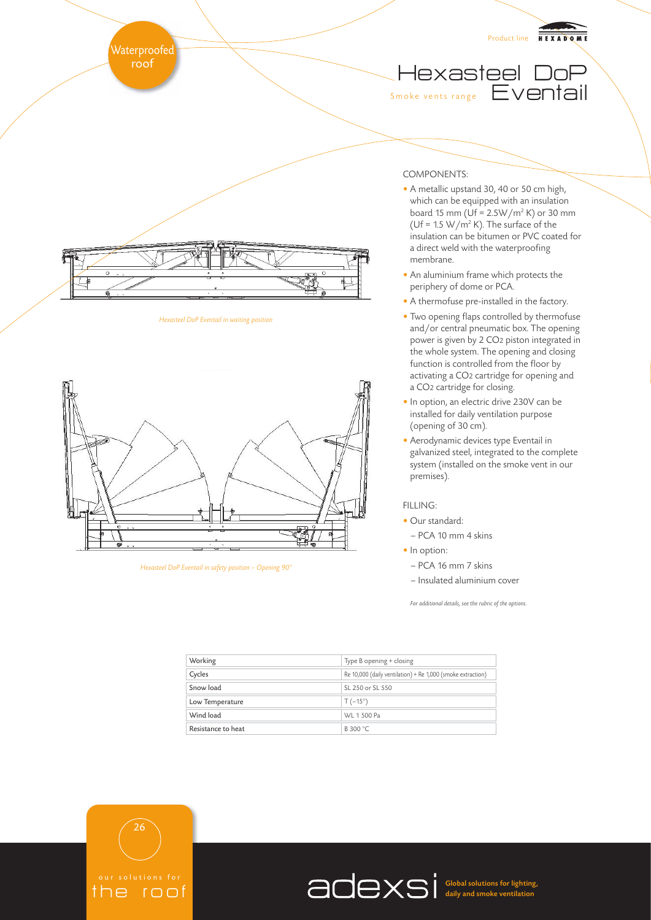Waterproofed roof

Product line HEXADOME

# Hexasteel DoP Eventail

Smoke vents range

*Hexasteel DoP Eventail in waiting position*

*Hexasteel DoP Eventail in safety position – Opening 90°*

COMPONENTS:

- A metallic upstand 30, 40 or 50 cm high, which can be equipped with an insulation board 15 mm (Uf = 2.5W/m² K) or 30 mm (Uf = 1.5 W/m² K). The surface of the insulation can be bitumen or PVC coated for a direct weld with the waterproofing membrane.
- An aluminium frame which protects the periphery of dome or PCA.
- A thermofuse pre-installed in the factory.
- Two opening flaps controlled by thermofuse and/or central pneumatic box. The opening power is given by 2 $CO_2$ piston integrated in the whole system. The opening and closing function is controlled from the floor by activating a $CO_2$ cartridge for opening and a $CO_2$ cartridge for closing.
- In option, an electric drive 230V can be installed for daily ventilation purpose (opening of 30 cm).
- Aerodynamic devices type Eventail in galvanized steel, integrated to the complete system (installed on the smoke vent in our premises).

FILLING:

- Our standard:
  - PCA 10 mm 4 skins
- In option:
  - PCA 16 mm 7 skins
  - Insulated aluminium cover

*For additional details, see the rubric of the options.*

| | |
|---|---|
| Working | Type B opening + closing |
| Cycles | Re 10,000 (daily ventilation) + Re 1,000 (smoke extraction) |
| Snow load | SL 250 or SL 550 |
| Low Temperature | T (−15°) |
| Wind load | WL 1 500 Pa |
| Resistance to heat | B 300 °C |

our solutions for the roof

adexsi Global solutions for lighting, daily and smoke ventilation